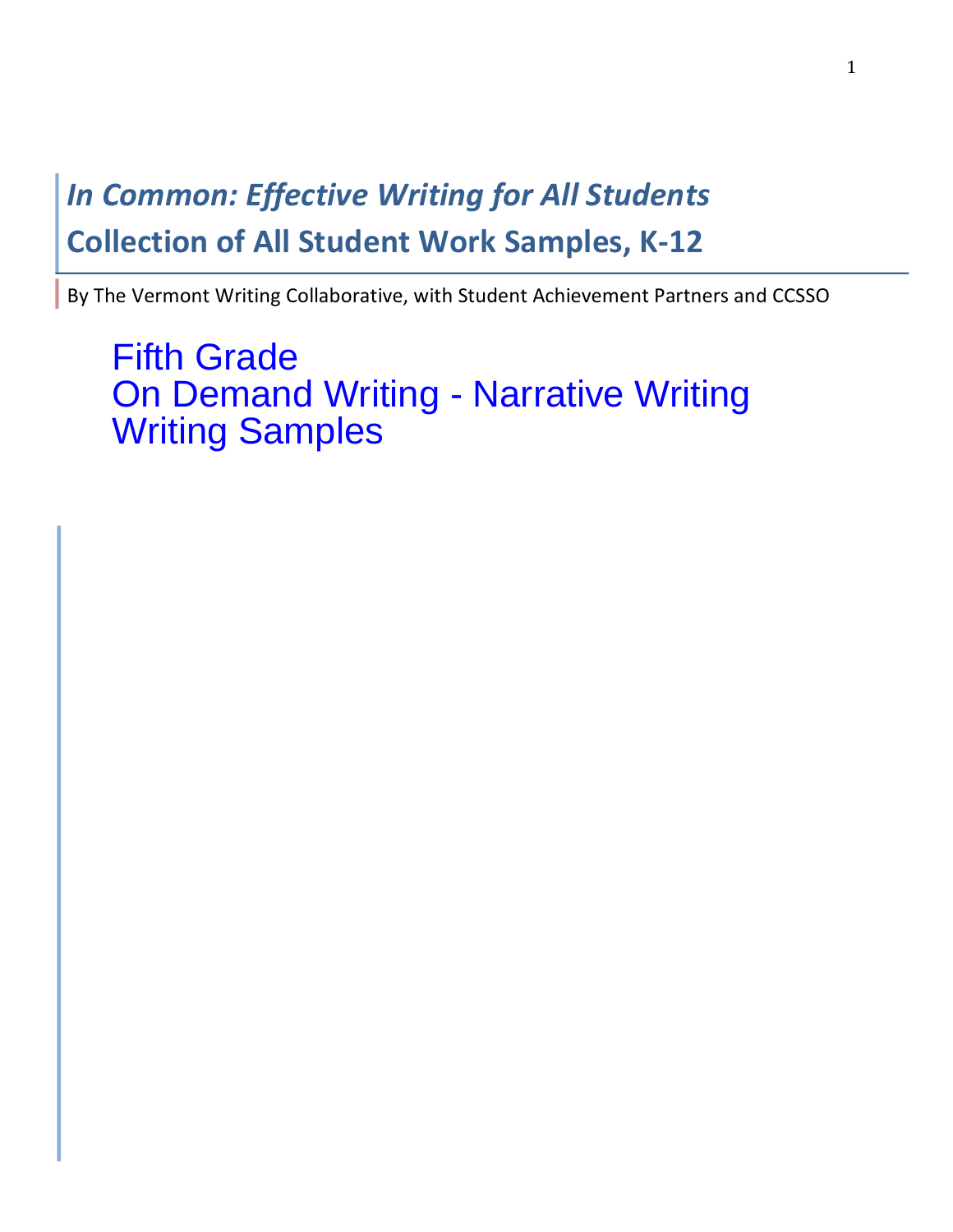# *In Common: Effective Writing for All Students*

## Collection of All Student Work Samples, K-12

By The Vermont Writing Collaborative, with Student Achievement Partners and CCSSO

Fifth Grade
On Demand Writing - Narrative Writing
Writing Samples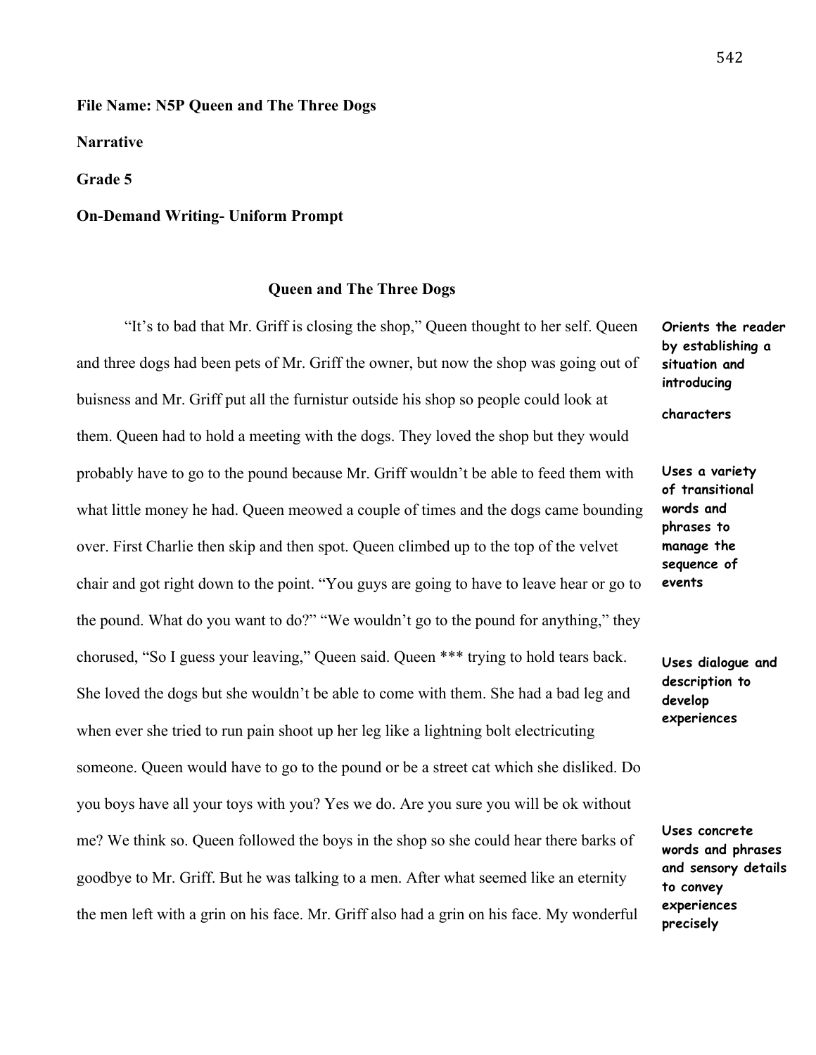**File Name: N5P Queen and The Three Dogs**

**Narrative**

**Grade 5**

**On-Demand Writing- Uniform Prompt**

**Queen and The Three Dogs**

"It's to bad that Mr. Griff is closing the shop," Queen thought to her self. Queen and three dogs had been pets of Mr. Griff the owner, but now the shop was going out of buisness and Mr. Griff put all the furnistur outside his shop so people could look at them. Queen had to hold a meeting with the dogs. They loved the shop but they would probably have to go to the pound because Mr. Griff wouldn't be able to feed them with what little money he had. Queen meowed a couple of times and the dogs came bounding over. First Charlie then skip and then spot. Queen climbed up to the top of the velvet chair and got right down to the point. "You guys are going to have to leave hear or go to the pound. What do you want to do?" "We wouldn't go to the pound for anything," they chorused, "So I guess your leaving," Queen said. Queen *** trying to hold tears back. She loved the dogs but she wouldn't be able to come with them. She had a bad leg and when ever she tried to run pain shoot up her leg like a lightning bolt electricuting someone. Queen would have to go to the pound or be a street cat which she disliked. Do you boys have all your toys with you? Yes we do. Are you sure you will be ok without me? We think so. Queen followed the boys in the shop so she could hear there barks of goodbye to Mr. Griff. But he was talking to a men. After what seemed like an eternity the men left with a grin on his face. Mr. Griff also had a grin on his face. My wonderful

**Orients the reader by establishing a situation and introducing characters**

**Uses a variety of transitional words and phrases to manage the sequence of events**

**Uses dialogue and description to develop experiences**

**Uses concrete words and phrases and sensory details to convey experiences precisely**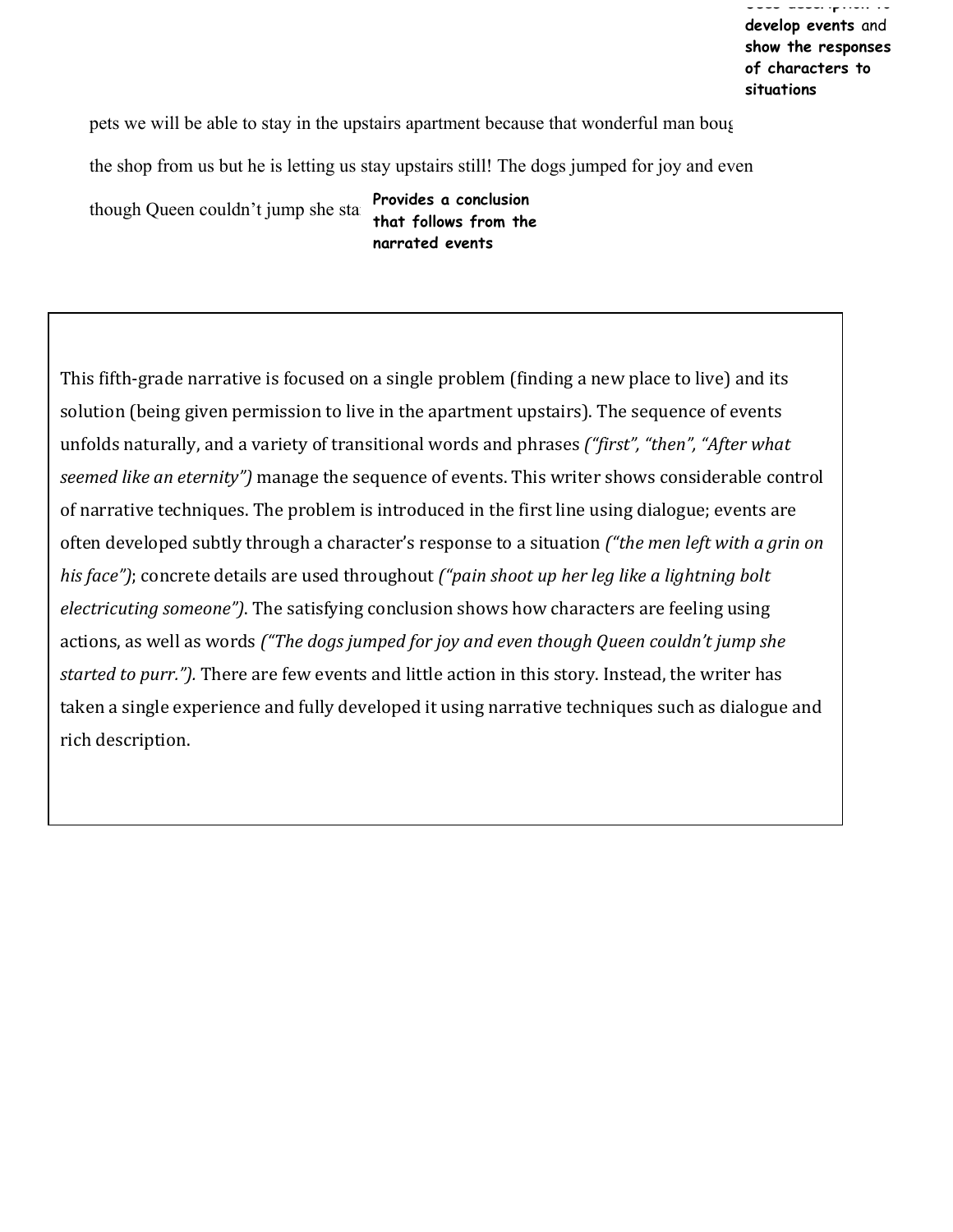**develop events** and **show the responses of characters to situations**

pets we will be able to stay in the upstairs apartment because that wonderful man boug

the shop from us but he is letting us stay upstairs still! The dogs jumped for joy and even

though Queen couldn't jump she sta

**Provides a conclusion that follows from the narrated events**

This fifth-grade narrative is focused on a single problem (finding a new place to live) and its solution (being given permission to live in the apartment upstairs). The sequence of events unfolds naturally, and a variety of transitional words and phrases *("first", "then", "After what seemed like an eternity")* manage the sequence of events. This writer shows considerable control of narrative techniques. The problem is introduced in the first line using dialogue; events are often developed subtly through a character's response to a situation *("the men left with a grin on his face")*; concrete details are used throughout *("pain shoot up her leg like a lightning bolt electricuting someone")*. The satisfying conclusion shows how characters are feeling using actions, as well as words *("The dogs jumped for joy and even though Queen couldn't jump she started to purr.")*. There are few events and little action in this story. Instead, the writer has taken a single experience and fully developed it using narrative techniques such as dialogue and rich description.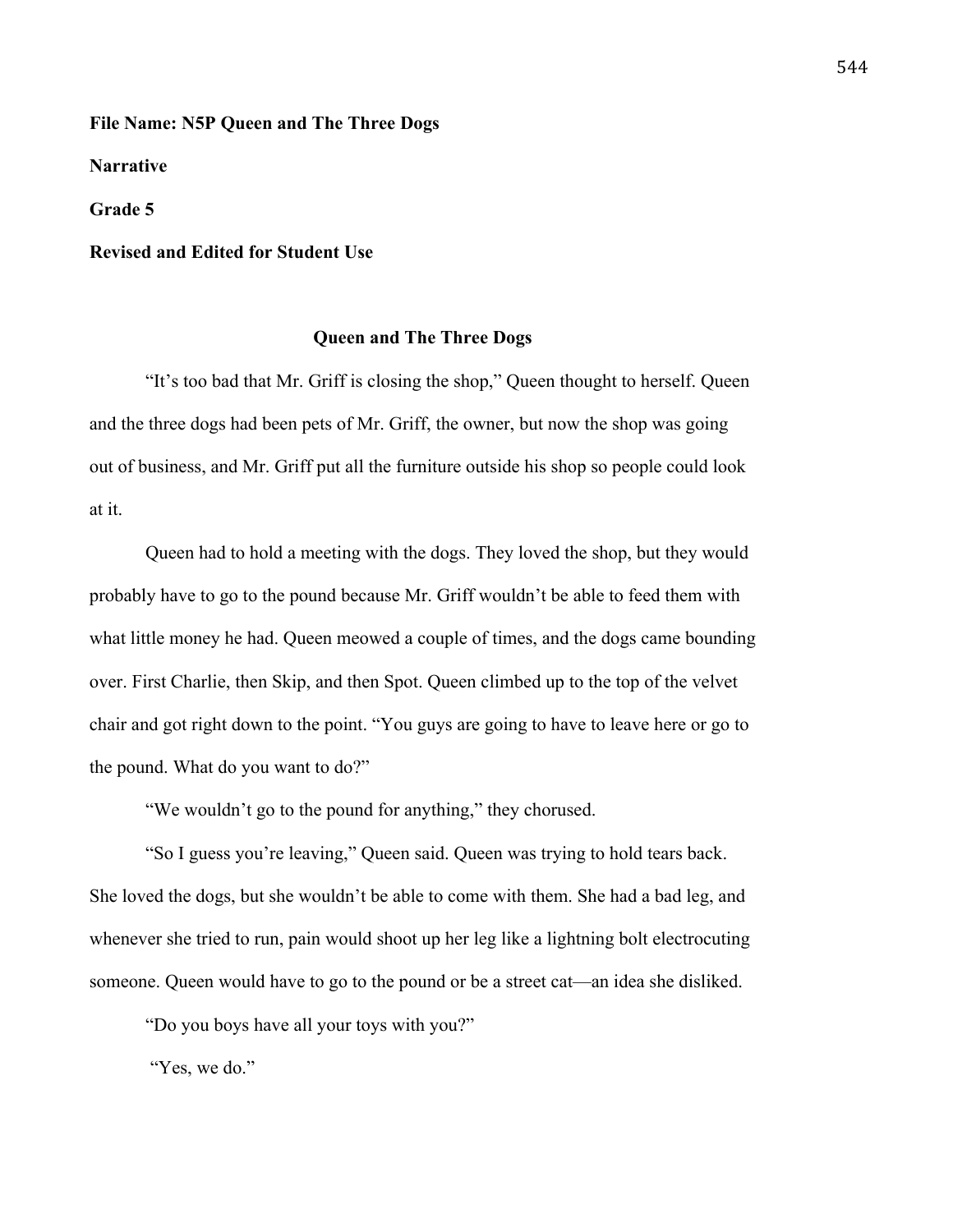**File Name: N5P Queen and The Three Dogs**

**Narrative**

**Grade 5**

**Revised and Edited for Student Use**

## Queen and The Three Dogs

"It's too bad that Mr. Griff is closing the shop," Queen thought to herself. Queen and the three dogs had been pets of Mr. Griff, the owner, but now the shop was going out of business, and Mr. Griff put all the furniture outside his shop so people could look at it.

Queen had to hold a meeting with the dogs. They loved the shop, but they would probably have to go to the pound because Mr. Griff wouldn't be able to feed them with what little money he had. Queen meowed a couple of times, and the dogs came bounding over. First Charlie, then Skip, and then Spot. Queen climbed up to the top of the velvet chair and got right down to the point. "You guys are going to have to leave here or go to the pound. What do you want to do?"

"We wouldn't go to the pound for anything," they chorused.

"So I guess you're leaving," Queen said. Queen was trying to hold tears back. She loved the dogs, but she wouldn't be able to come with them. She had a bad leg, and whenever she tried to run, pain would shoot up her leg like a lightning bolt electrocuting someone. Queen would have to go to the pound or be a street cat—an idea she disliked.

"Do you boys have all your toys with you?"

"Yes, we do."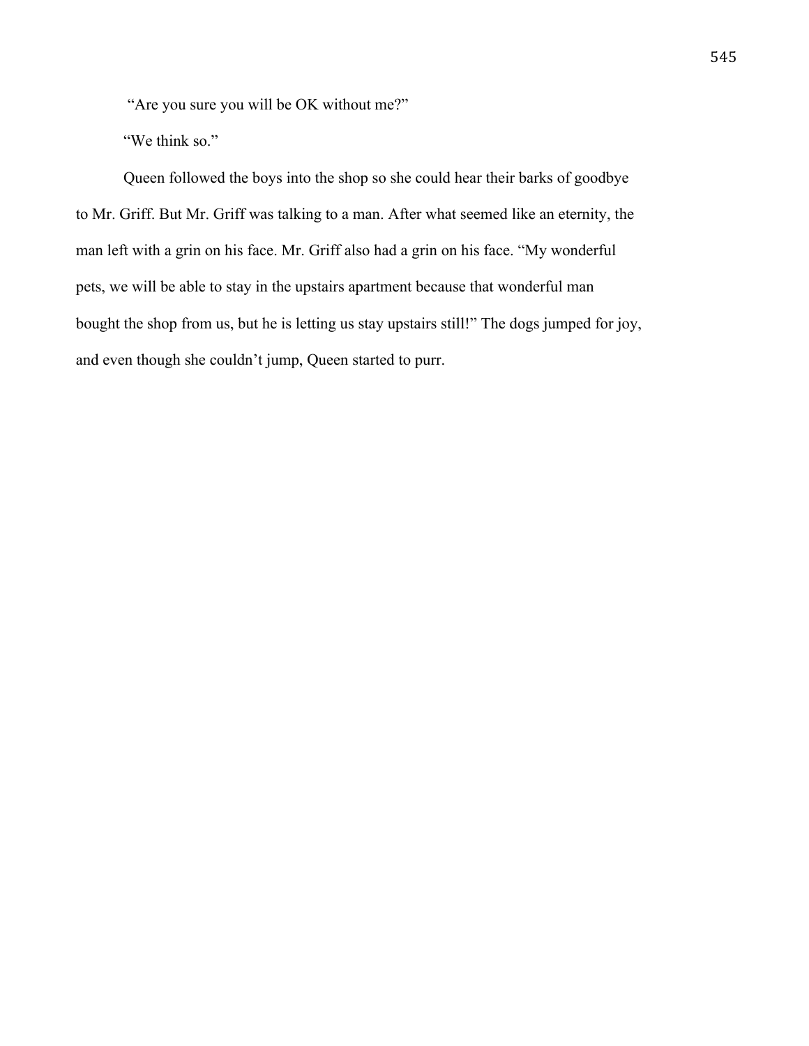"Are you sure you will be OK without me?"

"We think so."

Queen followed the boys into the shop so she could hear their barks of goodbye to Mr. Griff. But Mr. Griff was talking to a man. After what seemed like an eternity, the man left with a grin on his face. Mr. Griff also had a grin on his face. "My wonderful pets, we will be able to stay in the upstairs apartment because that wonderful man bought the shop from us, but he is letting us stay upstairs still!" The dogs jumped for joy, and even though she couldn't jump, Queen started to purr.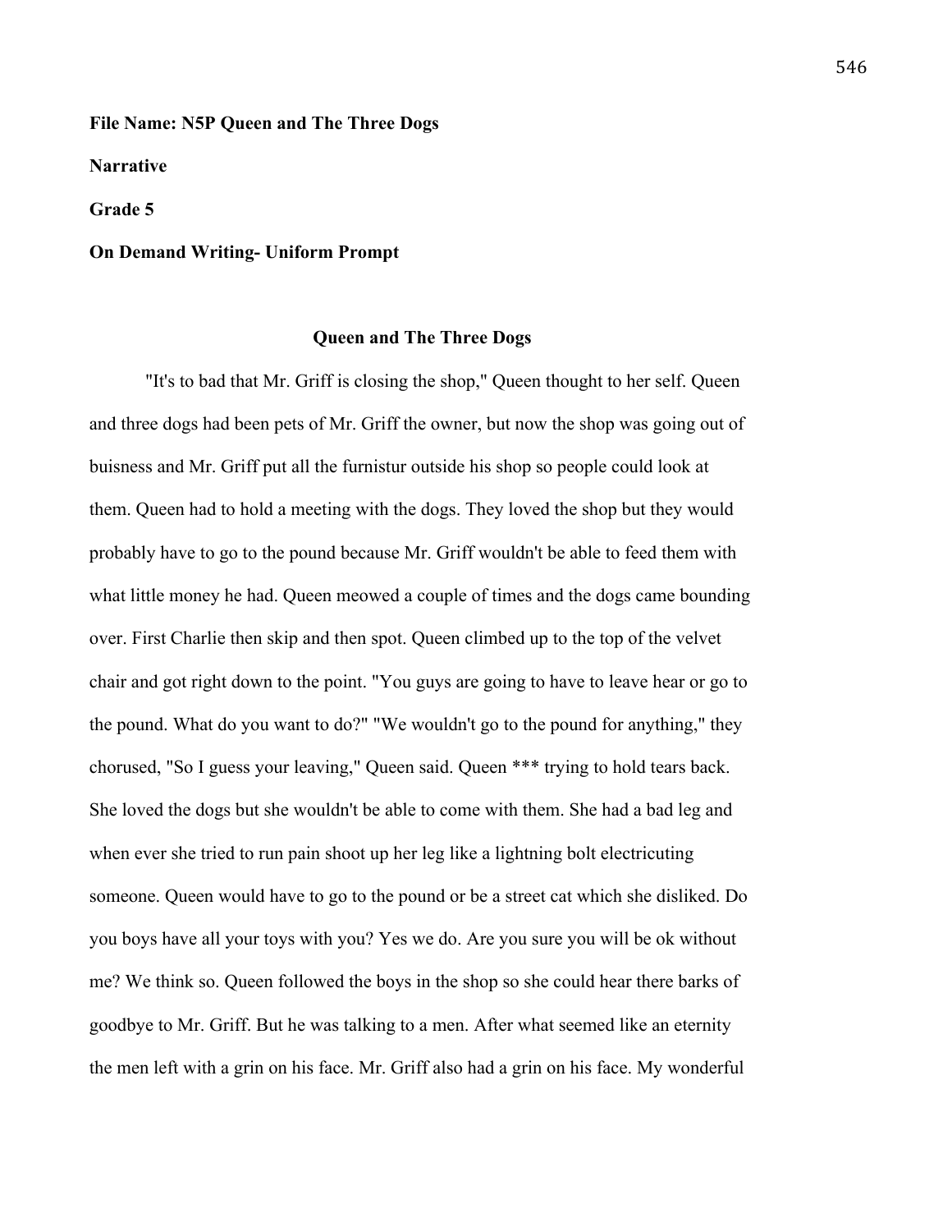**File Name: N5P Queen and The Three Dogs**

**Narrative**

**Grade 5**

**On Demand Writing- Uniform Prompt**

**Queen and The Three Dogs**

"It's to bad that Mr. Griff is closing the shop," Queen thought to her self. Queen and three dogs had been pets of Mr. Griff the owner, but now the shop was going out of buisness and Mr. Griff put all the furnistur outside his shop so people could look at them. Queen had to hold a meeting with the dogs. They loved the shop but they would probably have to go to the pound because Mr. Griff wouldn't be able to feed them with what little money he had. Queen meowed a couple of times and the dogs came bounding over. First Charlie then skip and then spot. Queen climbed up to the top of the velvet chair and got right down to the point. "You guys are going to have to leave hear or go to the pound. What do you want to do?" "We wouldn't go to the pound for anything," they chorused, "So I guess your leaving," Queen said. Queen *** trying to hold tears back. She loved the dogs but she wouldn't be able to come with them. She had a bad leg and when ever she tried to run pain shoot up her leg like a lightning bolt electricuting someone. Queen would have to go to the pound or be a street cat which she disliked. Do you boys have all your toys with you? Yes we do. Are you sure you will be ok without me? We think so. Queen followed the boys in the shop so she could hear there barks of goodbye to Mr. Griff. But he was talking to a men. After what seemed like an eternity the men left with a grin on his face. Mr. Griff also had a grin on his face. My wonderful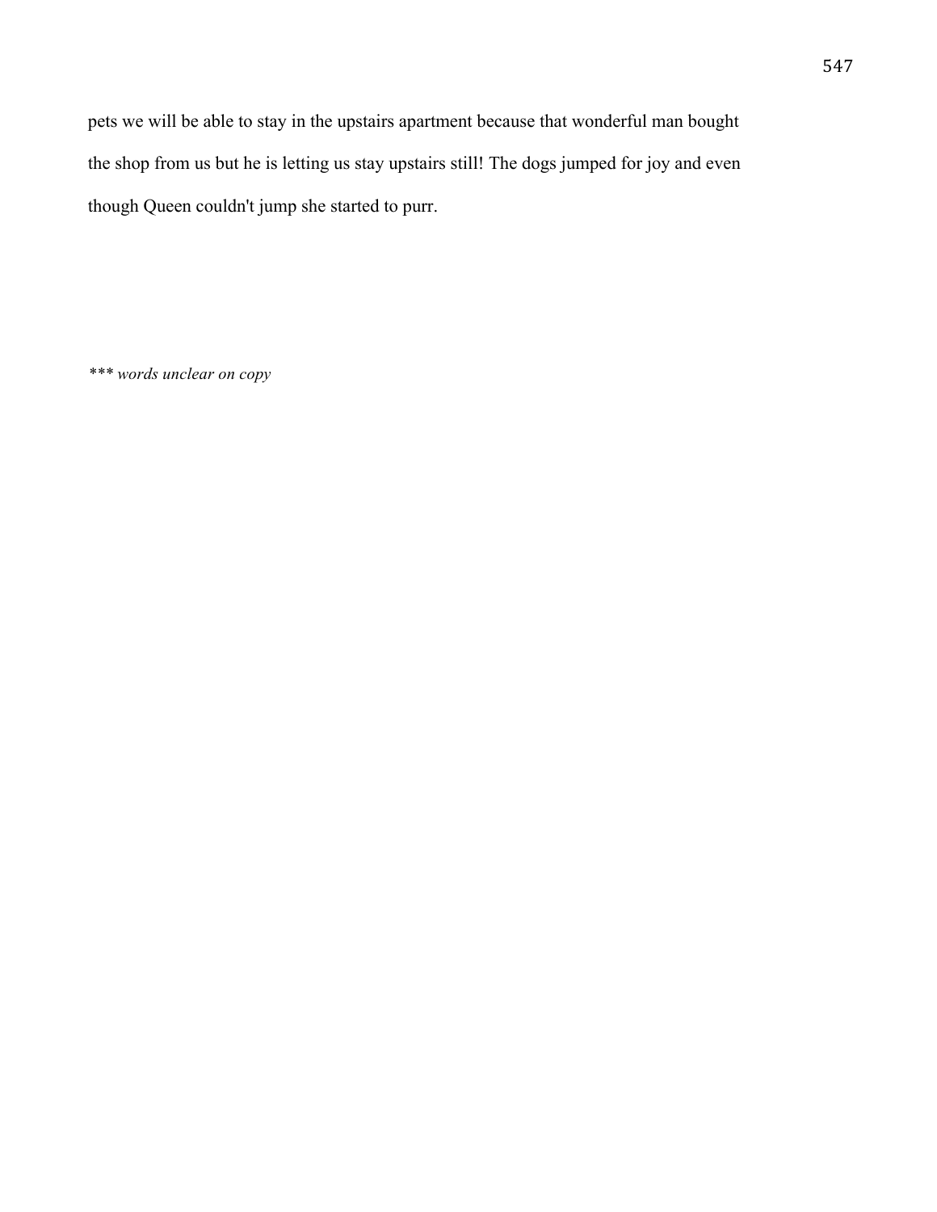pets we will be able to stay in the upstairs apartment because that wonderful man bought the shop from us but he is letting us stay upstairs still! The dogs jumped for joy and even though Queen couldn't jump she started to purr.

*\*\*\* words unclear on copy*